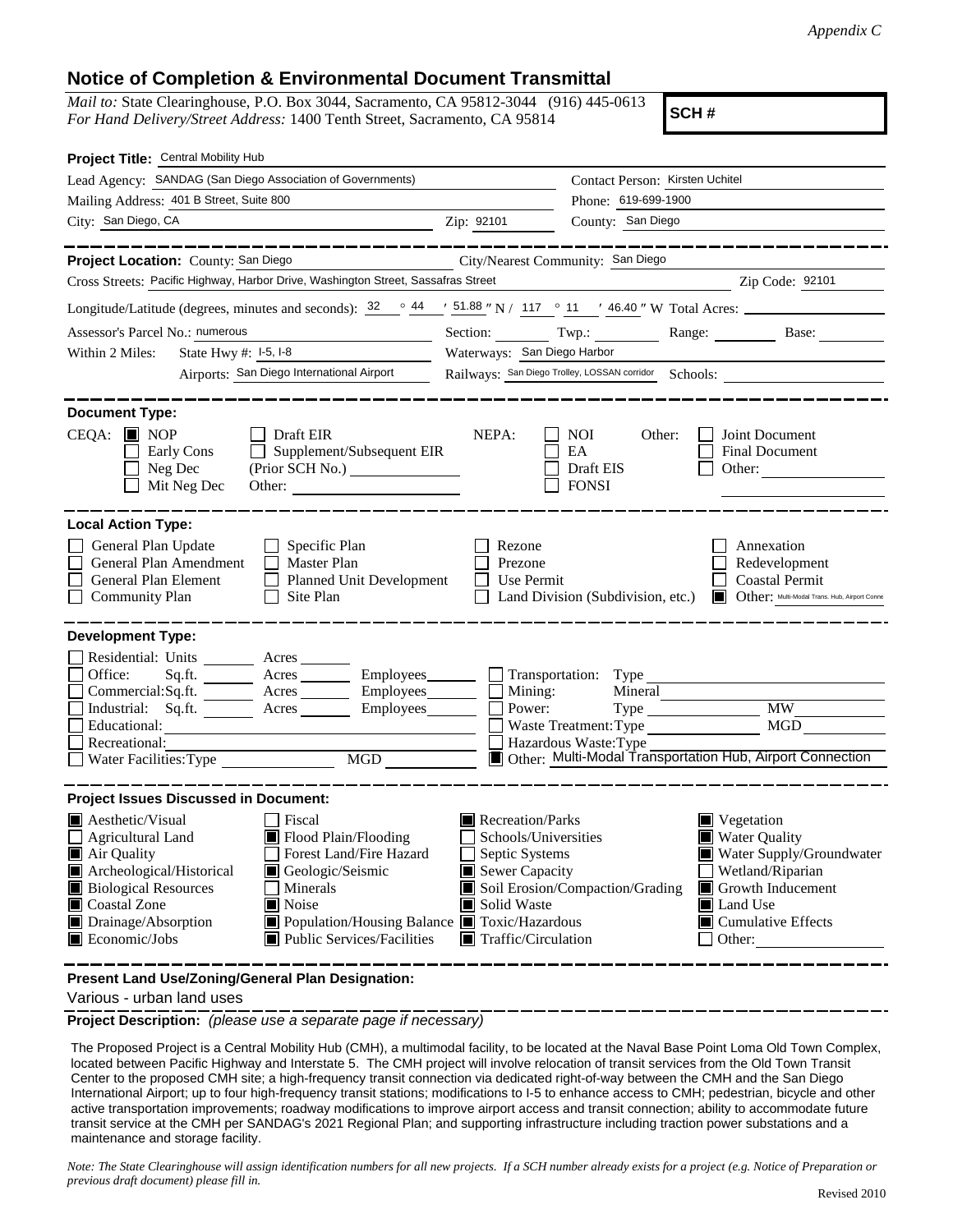*Appendix C*

## Notice of Completion & Environmental Document Transmittal

*Mail to:* State Clearinghouse, P.O. Box 3044, Sacramento, CA 95812-3044 (916) 445-0613
*For Hand Delivery/Street Address:* 1400 Tenth Street, Sacramento, CA 95814

**SCH #**

**Project Title:** Central Mobility Hub

Lead Agency: SANDAG (San Diego Association of Governments)
Contact Person: Kirsten Uchitel
Mailing Address: 401 B Street, Suite 800
Phone: 619-699-1900
City: San Diego, CA
Zip: 92101
County: San Diego

**Project Location:** County: San Diego
City/Nearest Community: San Diego
Cross Streets: Pacific Highway, Harbor Drive, Washington Street, Sassafras Street
Zip Code: 92101
Longitude/Latitude (degrees, minutes and seconds): 32 ° 44 ′ 51.88 ″ N / 117 ° 11 ′ 46.40 ″ W Total Acres:
Assessor's Parcel No.: numerous
Section: Twp.: Range: Base:
Within 2 Miles: State Hwy #: I-5, I-8
Waterways: San Diego Harbor
Airports: San Diego International Airport
Railways: San Diego Trolley, LOSSAN corridor
Schools:

**Document Type:**

CEQA: ■ NOP ☐ Draft EIR ☐ Early Cons ☐ Supplement/Subsequent EIR ☐ Neg Dec (Prior SCH No.) ☐ Mit Neg Dec Other:

NEPA: ☐ NOI ☐ EA ☐ Draft EIS ☐ FONSI

Other: ☐ Joint Document ☐ Final Document ☐ Other:

**Local Action Type:**

☐ General Plan Update ☐ Specific Plan ☐ Rezone ☐ Annexation
☐ General Plan Amendment ☐ Master Plan ☐ Prezone ☐ Redevelopment
☐ General Plan Element ☐ Planned Unit Development ☐ Use Permit ☐ Coastal Permit
☐ Community Plan ☐ Site Plan ☐ Land Division (Subdivision, etc.) ■ Other: Multi-Modal Trans. Hub, Airport Conne

**Development Type:**

☐ Residential: Units Acres
☐ Office: Sq.ft. Acres Employees
☐ Commercial: Sq.ft. Acres Employees
☐ Industrial: Sq.ft. Acres Employees
☐ Educational:
☐ Recreational:
☐ Water Facilities: Type MGD
☐ Transportation: Type
☐ Mining: Mineral
☐ Power: Type MW
☐ Waste Treatment: Type MGD
☐ Hazardous Waste: Type
■ Other: Multi-Modal Transportation Hub, Airport Connection

**Project Issues Discussed in Document:**

■ Aesthetic/Visual ☐ Fiscal ■ Recreation/Parks ■ Vegetation
☐ Agricultural Land ■ Flood Plain/Flooding ☐ Schools/Universities ■ Water Quality
■ Air Quality ☐ Forest Land/Fire Hazard ☐ Septic Systems ■ Water Supply/Groundwater
■ Archeological/Historical ■ Geologic/Seismic ■ Sewer Capacity ☐ Wetland/Riparian
■ Biological Resources ☐ Minerals ■ Soil Erosion/Compaction/Grading ■ Growth Inducement
■ Coastal Zone ■ Noise ■ Solid Waste ■ Land Use
■ Drainage/Absorption ■ Population/Housing Balance ■ Toxic/Hazardous ■ Cumulative Effects
■ Economic/Jobs ■ Public Services/Facilities ■ Traffic/Circulation ☐ Other:

**Present Land Use/Zoning/General Plan Designation:**

Various - urban land uses

**Project Description:** *(please use a separate page if necessary)*

The Proposed Project is a Central Mobility Hub (CMH), a multimodal facility, to be located at the Naval Base Point Loma Old Town Complex, located between Pacific Highway and Interstate 5. The CMH project will involve relocation of transit services from the Old Town Transit Center to the proposed CMH site; a high-frequency transit connection via dedicated right-of-way between the CMH and the San Diego International Airport; up to four high-frequency transit stations; modifications to I-5 to enhance access to CMH; pedestrian, bicycle and other active transportation improvements; roadway modifications to improve airport access and transit connection; ability to accommodate future transit service at the CMH per SANDAG's 2021 Regional Plan; and supporting infrastructure including traction power substations and a maintenance and storage facility.

*Note: The State Clearinghouse will assign identification numbers for all new projects. If a SCH number already exists for a project (e.g. Notice of Preparation or previous draft document) please fill in.*

Revised 2010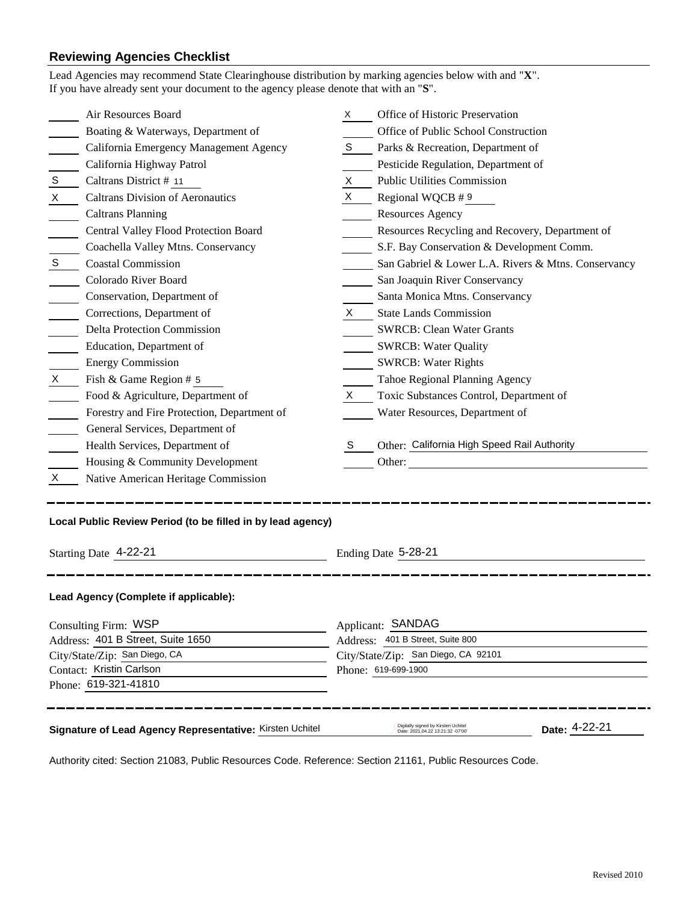## Reviewing Agencies Checklist

Lead Agencies may recommend State Clearinghouse distribution by marking agencies below with and "**X**".
If you have already sent your document to the agency please denote that with an "**S**".

| | | | |
|---|---|---|---|
| | Air Resources Board | X | Office of Historic Preservation |
| | Boating & Waterways, Department of | | Office of Public School Construction |
| | California Emergency Management Agency | S | Parks & Recreation, Department of |
| | California Highway Patrol | | Pesticide Regulation, Department of |
| S | Caltrans District # 11 | X | Public Utilities Commission |
| X | Caltrans Division of Aeronautics | X | Regional WQCB # 9 |
| | Caltrans Planning | | Resources Agency |
| | Central Valley Flood Protection Board | | Resources Recycling and Recovery, Department of |
| | Coachella Valley Mtns. Conservancy | | S.F. Bay Conservation & Development Comm. |
| S | Coastal Commission | | San Gabriel & Lower L.A. Rivers & Mtns. Conservancy |
| | Colorado River Board | | San Joaquin River Conservancy |
| | Conservation, Department of | | Santa Monica Mtns. Conservancy |
| | Corrections, Department of | X | State Lands Commission |
| | Delta Protection Commission | | SWRCB: Clean Water Grants |
| | Education, Department of | | SWRCB: Water Quality |
| | Energy Commission | | SWRCB: Water Rights |
| X | Fish & Game Region # 5 | | Tahoe Regional Planning Agency |
| | Food & Agriculture, Department of | X | Toxic Substances Control, Department of |
| | Forestry and Fire Protection, Department of | | Water Resources, Department of |
| | General Services, Department of | | |
| | Health Services, Department of | S | Other: California High Speed Rail Authority |
| | Housing & Community Development | | Other: |
| X | Native American Heritage Commission | | |

**Local Public Review Period (to be filled in by lead agency)**

Starting Date 4-22-21

Ending Date 5-28-21

**Lead Agency (Complete if applicable):**

Consulting Firm: WSP
Address: 401 B Street, Suite 1650
City/State/Zip: San Diego, CA
Contact: Kristin Carlson
Phone: 619-321-41810

Applicant: SANDAG
Address: 401 B Street, Suite 800
City/State/Zip: San Diego, CA 92101
Phone: 619-699-1900

**Signature of Lead Agency Representative:** Kirsten Uchitel   Digitally signed by Kirsten Uchitel Date: 2021.04.22 13:21:32 -07'00'   **Date:** 4-22-21

Authority cited: Section 21083, Public Resources Code. Reference: Section 21161, Public Resources Code.

Revised 2010